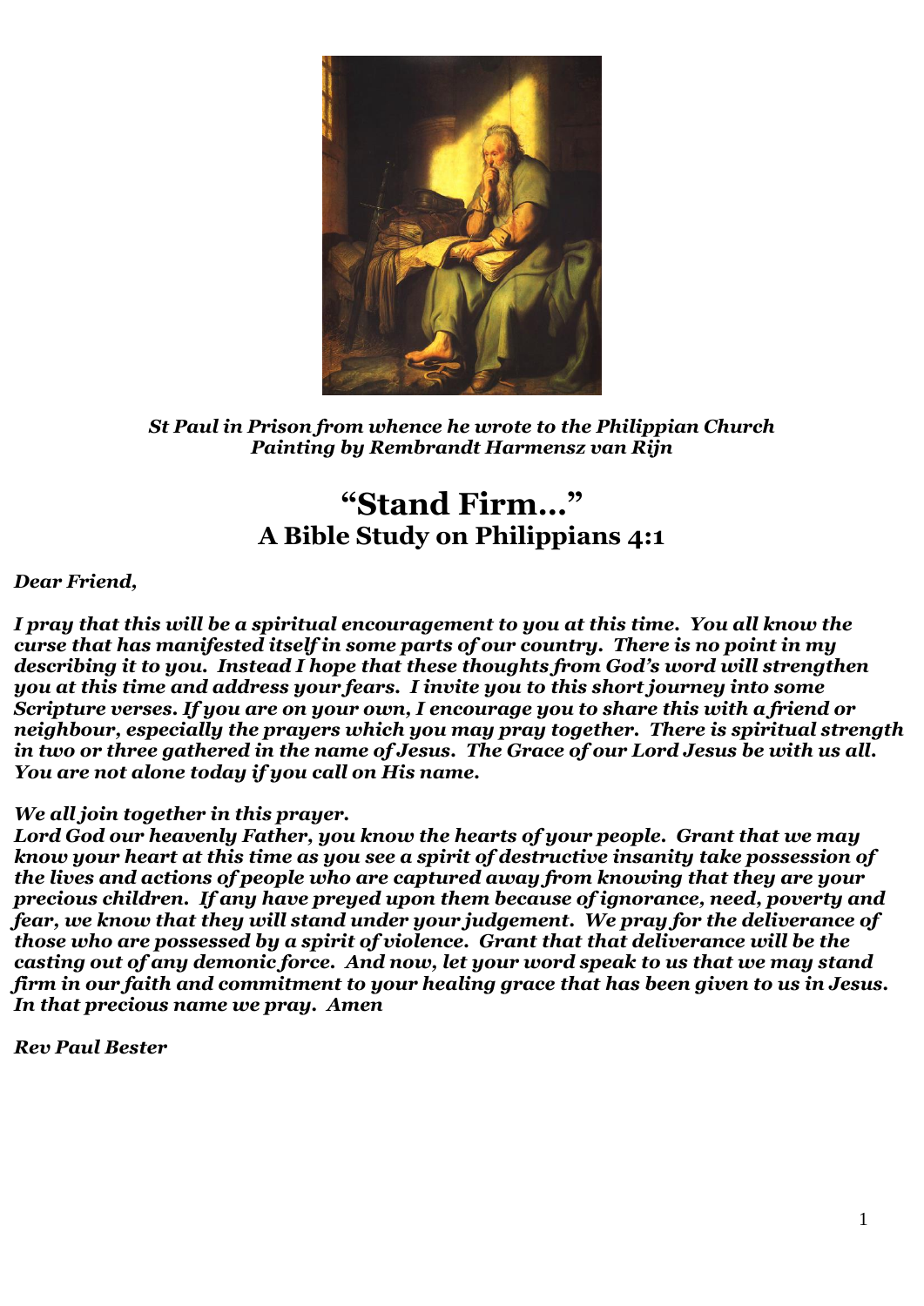*St Paul in Prison from whence he wrote to the Philippian Church*
*Painting by Rembrandt Harmensz van Rijn*

# "Stand Firm…"
## A Bible Study on Philippians 4:1

***Dear Friend,***

***I pray that this will be a spiritual encouragement to you at this time. You all know the curse that has manifested itself in some parts of our country. There is no point in my describing it to you. Instead I hope that these thoughts from God's word will strengthen you at this time and address your fears. I invite you to this short journey into some Scripture verses. If you are on your own, I encourage you to share this with a friend or neighbour, especially the prayers which you may pray together. There is spiritual strength in two or three gathered in the name of Jesus. The Grace of our Lord Jesus be with us all. You are not alone today if you call on His name.***

***We all join together in this prayer.***
***Lord God our heavenly Father, you know the hearts of your people. Grant that we may know your heart at this time as you see a spirit of destructive insanity take possession of the lives and actions of people who are captured away from knowing that they are your precious children. If any have preyed upon them because of ignorance, need, poverty and fear, we know that they will stand under your judgement. We pray for the deliverance of those who are possessed by a spirit of violence. Grant that that deliverance will be the casting out of any demonic force. And now, let your word speak to us that we may stand firm in our faith and commitment to your healing grace that has been given to us in Jesus. In that precious name we pray. Amen***

***Rev Paul Bester***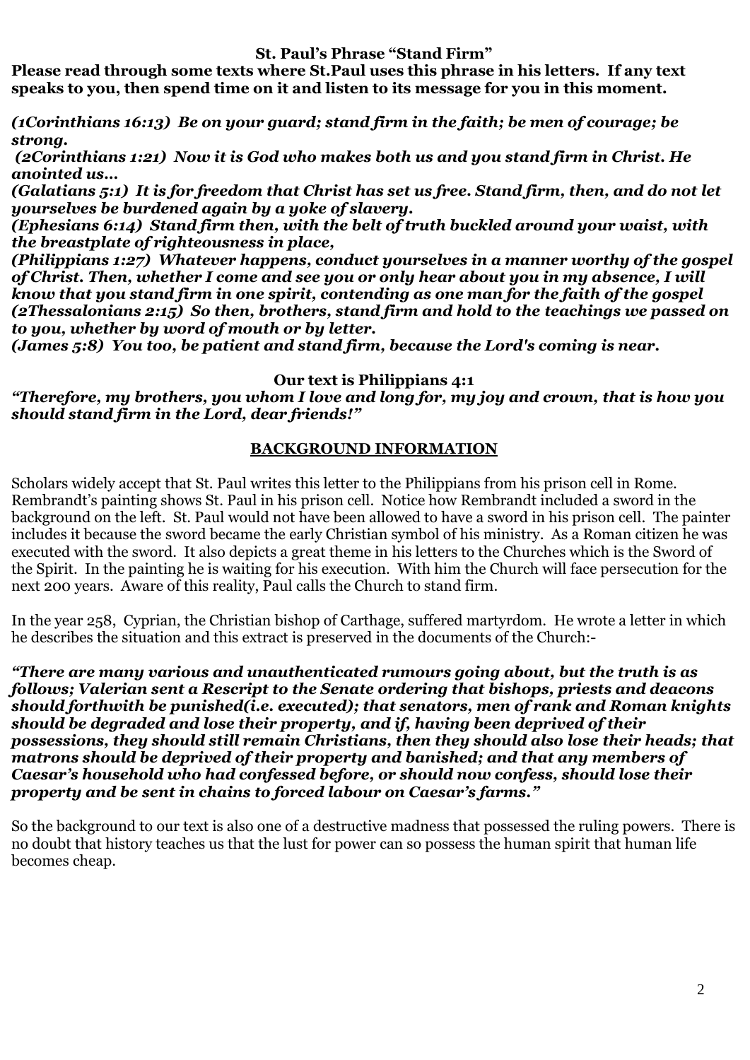**St. Paul's Phrase "Stand Firm"**

**Please read through some texts where St.Paul uses this phrase in his letters. If any text speaks to you, then spend time on it and listen to its message for you in this moment.**

***(1Corinthians 16:13) Be on your guard; stand firm in the faith; be men of courage; be strong.***

***(2Corinthians 1:21) Now it is God who makes both us and you stand firm in Christ. He anointed us…***

***(Galatians 5:1) It is for freedom that Christ has set us free. Stand firm, then, and do not let yourselves be burdened again by a yoke of slavery.***

***(Ephesians 6:14) Stand firm then, with the belt of truth buckled around your waist, with the breastplate of righteousness in place,***

***(Philippians 1:27) Whatever happens, conduct yourselves in a manner worthy of the gospel of Christ. Then, whether I come and see you or only hear about you in my absence, I will know that you stand firm in one spirit, contending as one man for the faith of the gospel***

***(2Thessalonians 2:15) So then, brothers, stand firm and hold to the teachings we passed on to you, whether by word of mouth or by letter.***

***(James 5:8) You too, be patient and stand firm, because the Lord's coming is near.***

**Our text is Philippians 4:1**

***"Therefore, my brothers, you whom I love and long for, my joy and crown, that is how you should stand firm in the Lord, dear friends!"***

## BACKGROUND INFORMATION

Scholars widely accept that St. Paul writes this letter to the Philippians from his prison cell in Rome. Rembrandt's painting shows St. Paul in his prison cell. Notice how Rembrandt included a sword in the background on the left. St. Paul would not have been allowed to have a sword in his prison cell. The painter includes it because the sword became the early Christian symbol of his ministry. As a Roman citizen he was executed with the sword. It also depicts a great theme in his letters to the Churches which is the Sword of the Spirit. In the painting he is waiting for his execution. With him the Church will face persecution for the next 200 years. Aware of this reality, Paul calls the Church to stand firm.

In the year 258, Cyprian, the Christian bishop of Carthage, suffered martyrdom. He wrote a letter in which he describes the situation and this extract is preserved in the documents of the Church:-

***"There are many various and unauthenticated rumours going about, but the truth is as follows; Valerian sent a Rescript to the Senate ordering that bishops, priests and deacons should forthwith be punished(i.e. executed); that senators, men of rank and Roman knights should be degraded and lose their property, and if, having been deprived of their possessions, they should still remain Christians, then they should also lose their heads; that matrons should be deprived of their property and banished; and that any members of Caesar's household who had confessed before, or should now confess, should lose their property and be sent in chains to forced labour on Caesar's farms."***

So the background to our text is also one of a destructive madness that possessed the ruling powers. There is no doubt that history teaches us that the lust for power can so possess the human spirit that human life becomes cheap.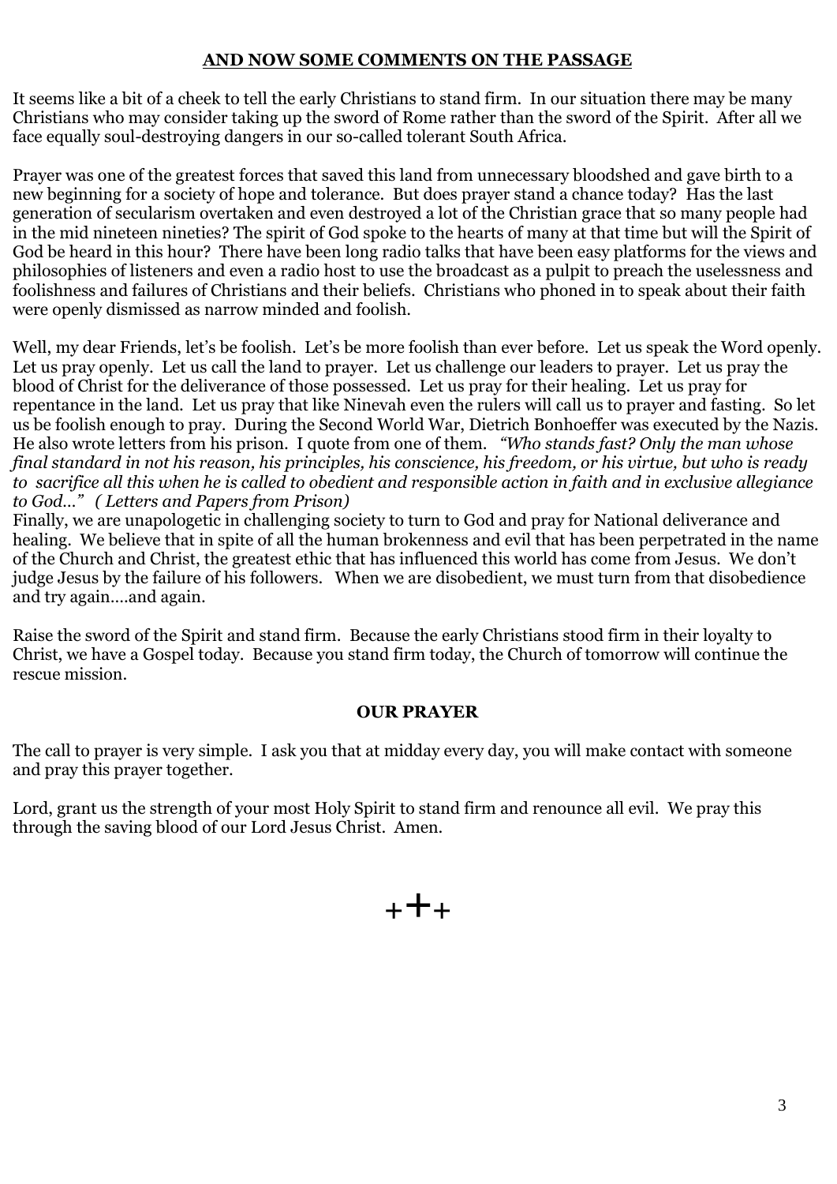## AND NOW SOME COMMENTS ON THE PASSAGE

It seems like a bit of a cheek to tell the early Christians to stand firm. In our situation there may be many Christians who may consider taking up the sword of Rome rather than the sword of the Spirit. After all we face equally soul-destroying dangers in our so-called tolerant South Africa.

Prayer was one of the greatest forces that saved this land from unnecessary bloodshed and gave birth to a new beginning for a society of hope and tolerance. But does prayer stand a chance today? Has the last generation of secularism overtaken and even destroyed a lot of the Christian grace that so many people had in the mid nineteen nineties? The spirit of God spoke to the hearts of many at that time but will the Spirit of God be heard in this hour? There have been long radio talks that have been easy platforms for the views and philosophies of listeners and even a radio host to use the broadcast as a pulpit to preach the uselessness and foolishness and failures of Christians and their beliefs. Christians who phoned in to speak about their faith were openly dismissed as narrow minded and foolish.

Well, my dear Friends, let's be foolish. Let's be more foolish than ever before. Let us speak the Word openly. Let us pray openly. Let us call the land to prayer. Let us challenge our leaders to prayer. Let us pray the blood of Christ for the deliverance of those possessed. Let us pray for their healing. Let us pray for repentance in the land. Let us pray that like Ninevah even the rulers will call us to prayer and fasting. So let us be foolish enough to pray. During the Second World War, Dietrich Bonhoeffer was executed by the Nazis. He also wrote letters from his prison. I quote from one of them. *"Who stands fast? Only the man whose final standard in not his reason, his principles, his conscience, his freedom, or his virtue, but who is ready to sacrifice all this when he is called to obedient and responsible action in faith and in exclusive allegiance to God…" ( Letters and Papers from Prison)*

Finally, we are unapologetic in challenging society to turn to God and pray for National deliverance and healing. We believe that in spite of all the human brokenness and evil that has been perpetrated in the name of the Church and Christ, the greatest ethic that has influenced this world has come from Jesus. We don't judge Jesus by the failure of his followers. When we are disobedient, we must turn from that disobedience and try again….and again.

Raise the sword of the Spirit and stand firm. Because the early Christians stood firm in their loyalty to Christ, we have a Gospel today. Because you stand firm today, the Church of tomorrow will continue the rescue mission.

## OUR PRAYER

The call to prayer is very simple. I ask you that at midday every day, you will make contact with someone and pray this prayer together.

Lord, grant us the strength of your most Holy Spirit to stand firm and renounce all evil. We pray this through the saving blood of our Lord Jesus Christ. Amen.

+++